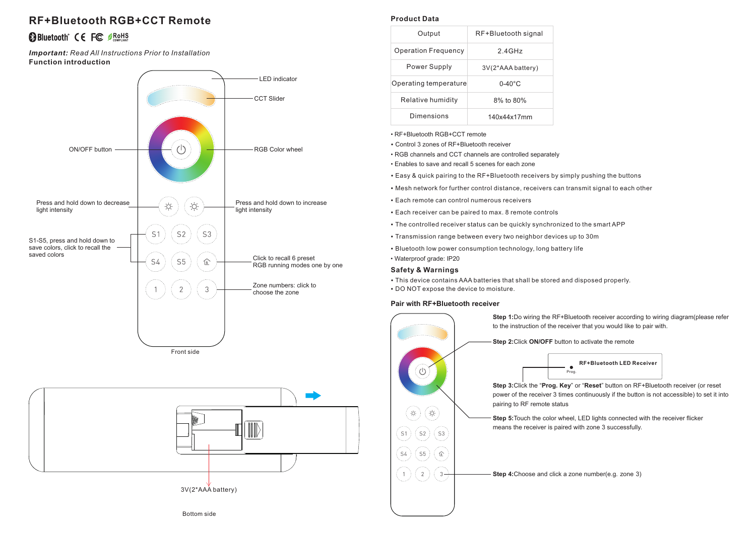# RF+Bluetooth RGB+CCT Remote

Bluetooth CE FC RoHS

***Important:*** *Read All Instructions Prior to Installation*

**Function introduction**

LED indicator

CCT Slider

ON/OFF button

RGB Color wheel

Press and hold down to decrease light intensity

Press and hold down to increase light intensity

S1-S5, press and hold down to save colors, click to recall the saved colors

Click to recall 6 preset RGB running modes one by one

Zone numbers: click to choose the zone

Front side

3V(2*AAA battery)

Bottom side

## Product Data

| Output | RF+Bluetooth signal |
|---|---|
| Operation Frequency | 2.4GHz |
| Power Supply | 3V(2*AAA battery) |
| Operating temperature | 0-40°C |
| Relative humidity | 8% to 80% |
| Dimensions | 140x44x17mm |

- RF+Bluetooth RGB+CCT remote
- Control 3 zones of RF+Bluetooth receiver
- RGB channels and CCT channels are controlled separately
- Enables to save and recall 5 scenes for each zone
- Easy & quick pairing to the RF+Bluetooth receivers by simply pushing the buttons
- Mesh network for further control distance, receivers can transmit signal to each other
- Each remote can control numerous receivers
- Each receiver can be paired to max. 8 remote controls
- The controlled receiver status can be quickly synchronized to the smart APP
- Transmission range between every two neighbor devices up to 30m
- Bluetooth low power consumption technology, long battery life
- Waterproof grade: IP20

## Safety & Warnings

- This device contains AAA batteries that shall be stored and disposed properly.
- DO NOT expose the device to moisture.

## Pair with RF+Bluetooth receiver

**Step 1:** Do wiring the RF+Bluetooth receiver according to wiring diagram(please refer to the instruction of the receiver that you would like to pair with.

**Step 2:** Click **ON/OFF** button to activate the remote

RF+Bluetooth LED Receiver

Prog.

**Step 3:** Click the "**Prog. Key**" or "**Reset**" button on RF+Bluetooth receiver (or reset power of the receiver 3 times continuously if the button is not accessible) to set it into pairing to RF remote status

**Step 5:** Touch the color wheel, LED lights connected with the receiver flicker means the receiver is paired with zone 3 successfully.

**Step 4:** Choose and click a zone number(e.g. zone 3)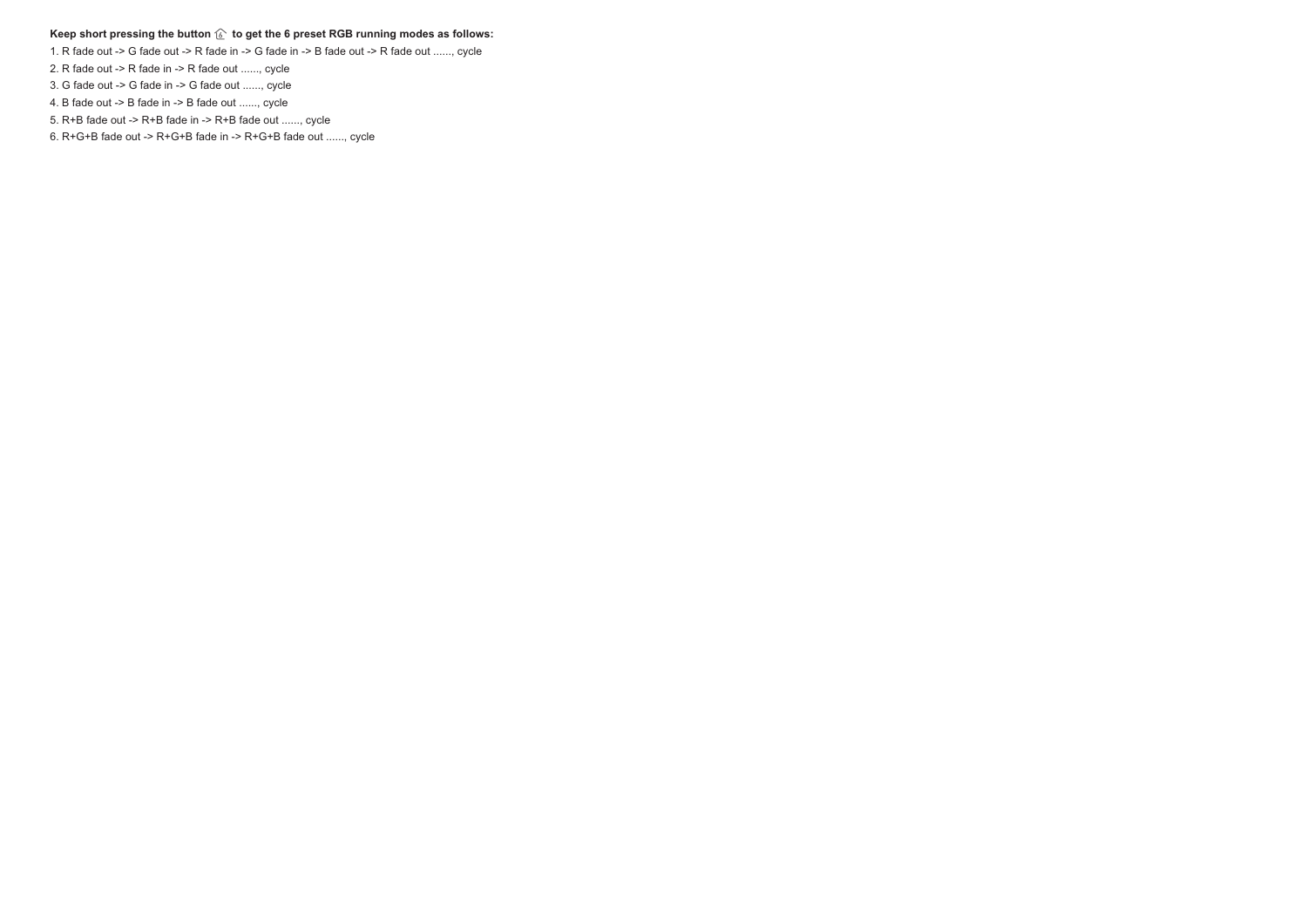**Keep short pressing the button 🏠 to get the 6 preset RGB running modes as follows:**

1. R fade out -> G fade out -> R fade in -> G fade in -> B fade out -> R fade out ......, cycle
2. R fade out -> R fade in -> R fade out ......, cycle
3. G fade out -> G fade in -> G fade out ......, cycle
4. B fade out -> B fade in -> B fade out ......, cycle
5. R+B fade out -> R+B fade in -> R+B fade out ......, cycle
6. R+G+B fade out -> R+G+B fade in -> R+G+B fade out ......, cycle